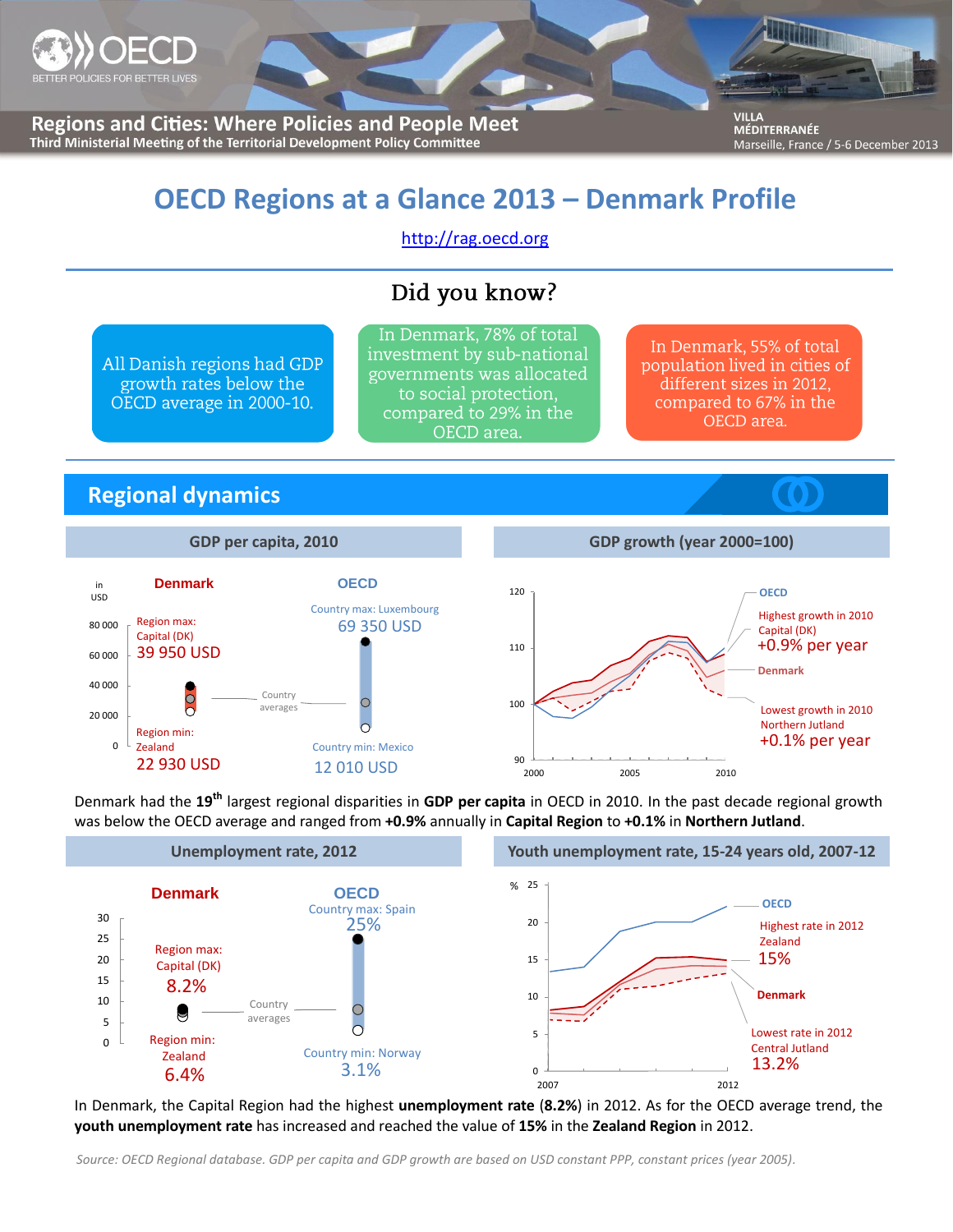Regions and Cities: Where Policies and People Meet

Third Ministerial Meeting of the Territorial Development Policy Committee

VILLA MÉDITERRANÉE

Marseille, France / 5-6 December 2013

# OECD Regions at a Glance 2013 – Denmark Profile

http://rag.oecd.org

## Did you know?

All Danish regions had GDP growth rates below the OECD average in 2000-10.

In Denmark, 78% of total investment by sub-national governments was allocated to social protection, compared to 29% in the OECD area.

In Denmark, 55% of total population lived in cities of different sizes in 2012, compared to 67% in the OECD area.

## Regional dynamics

### GDP per capita, 2010

in USD

80 000
60 000
40 000
20 000
0

Denmark

Region max: Capital (DK)
39 950 USD

Region min: Zealand
22 930 USD

Country averages

OECD

Country max: Luxembourg
69 350 USD

Country min: Mexico
12 010 USD

### GDP growth (year 2000=100)

120
110
100
90

2000
2005
2010

OECD

Highest growth in 2010
Capital (DK)
+0.9% per year

Denmark

Lowest growth in 2010
Northern Jutland
+0.1% per year

Denmark had the **19th** largest regional disparities in **GDP per capita** in OECD in 2010. In the past decade regional growth was below the OECD average and ranged from **+0.9%** annually in **Capital Region** to **+0.1%** in **Northern Jutland**.

### Unemployment rate, 2012

30
25
20
15
10
5
0

Denmark

Region max: Capital (DK)
8.2%

Region min: Zealand
6.4%

Country averages

OECD

Country max: Spain
25%

Country min: Norway
3.1%

### Youth unemployment rate, 15-24 years old, 2007-12

%
25
20
15
10
5
0

2007
2012

OECD

Highest rate in 2012
Zealand
15%

Denmark

Lowest rate in 2012
Central Jutland
13.2%

In Denmark, the Capital Region had the highest **unemployment rate** (**8.2%**) in 2012. As for the OECD average trend, the **youth unemployment rate** has increased and reached the value of **15%** in the **Zealand Region** in 2012.

*Source: OECD Regional database. GDP per capita and GDP growth are based on USD constant PPP, constant prices (year 2005).*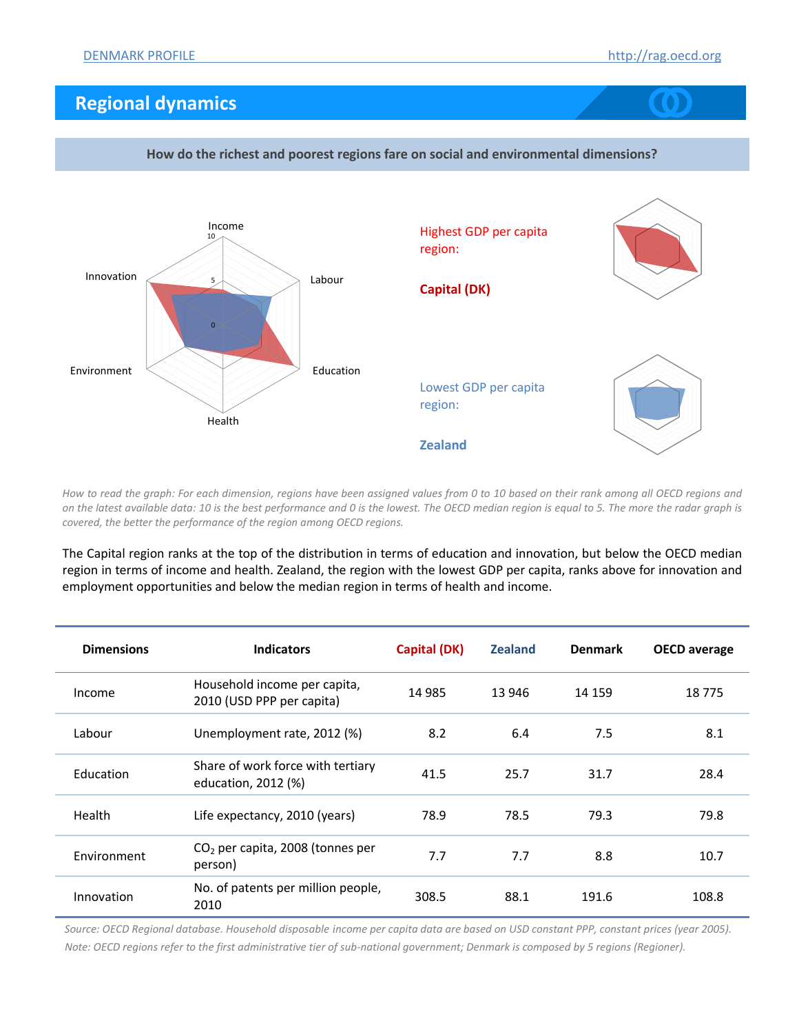## Regional dynamics

**How do the richest and poorest regions fare on social and environmental dimensions?**

Income
10
5
0
Labour
Education
Health
Environment
Innovation

Highest GDP per capita region:

**Capital (DK)**

Lowest GDP per capita region:

**Zealand**

*How to read the graph: For each dimension, regions have been assigned values from 0 to 10 based on their rank among all OECD regions and on the latest available data: 10 is the best performance and 0 is the lowest. The OECD median region is equal to 5. The more the radar graph is covered, the better the performance of the region among OECD regions.*

The Capital region ranks at the top of the distribution in terms of education and innovation, but below the OECD median region in terms of income and health. Zealand, the region with the lowest GDP per capita, ranks above for innovation and employment opportunities and below the median region in terms of health and income.

| Dimensions | Indicators | Capital (DK) | Zealand | Denmark | OECD average |
|---|---|---|---|---|---|
| Income | Household income per capita, 2010 (USD PPP per capita) | 14 985 | 13 946 | 14 159 | 18 775 |
| Labour | Unemployment rate, 2012 (%) | 8.2 | 6.4 | 7.5 | 8.1 |
| Education | Share of work force with tertiary education, 2012 (%) | 41.5 | 25.7 | 31.7 | 28.4 |
| Health | Life expectancy, 2010 (years) | 78.9 | 78.5 | 79.3 | 79.8 |
| Environment | $CO_2$ per capita, 2008 (tonnes per person) | 7.7 | 7.7 | 8.8 | 10.7 |
| Innovation | No. of patents per million people, 2010 | 308.5 | 88.1 | 191.6 | 108.8 |

*Source: OECD Regional database. Household disposable income per capita data are based on USD constant PPP, constant prices (year 2005).*
*Note: OECD regions refer to the first administrative tier of sub-national government; Denmark is composed by 5 regions (Regioner).*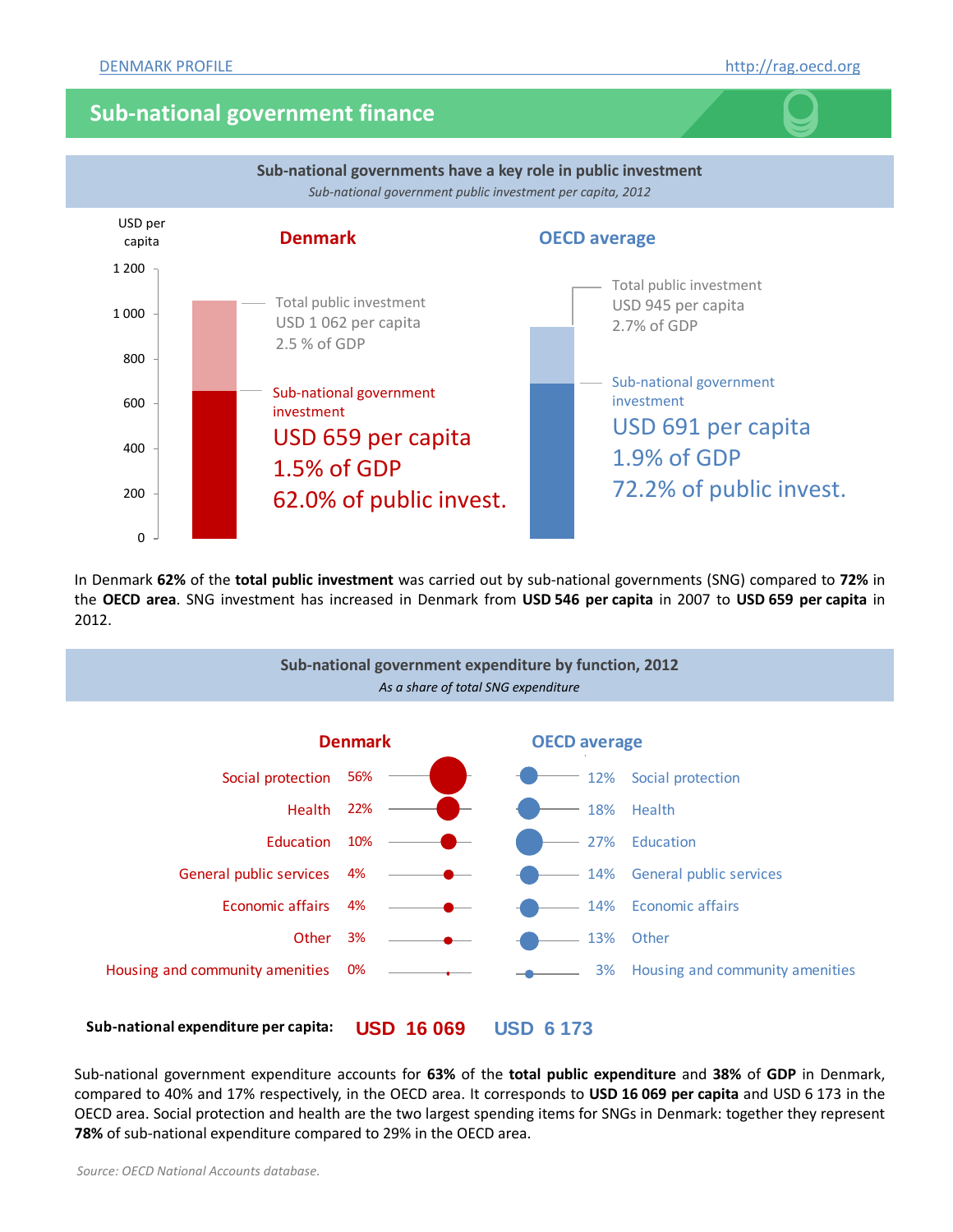## Sub-national government finance

**Sub-national governments have a key role in public investment**

*Sub-national government public investment per capita, 2012*

USD per capita

1 200
1 000
800
600
400
200
0

**Denmark**

Total public investment
USD 1 062 per capita
2.5 % of GDP

Sub-national government investment
USD 659 per capita
1.5% of GDP
62.0% of public invest.

**OECD average**

Total public investment
USD 945 per capita
2.7% of GDP

Sub-national government investment
USD 691 per capita
1.9% of GDP
72.2% of public invest.

In Denmark **62%** of the **total public investment** was carried out by sub-national governments (SNG) compared to **72%** in the **OECD area**. SNG investment has increased in Denmark from **USD 546 per capita** in 2007 to **USD 659 per capita** in 2012.

**Sub-national government expenditure by function, 2012**

*As a share of total SNG expenditure*

**Denmark**

Social protection 56%
Health 22%
Education 10%
General public services 4%
Economic affairs 4%
Other 3%
Housing and community amenities 0%

**OECD average**

12% Social protection
18% Health
27% Education
14% General public services
14% Economic affairs
13% Other
3% Housing and community amenities

**Sub-national expenditure per capita:** **USD 16 069** **USD 6 173**

Sub-national government expenditure accounts for **63%** of the **total public expenditure** and **38%** of **GDP** in Denmark, compared to 40% and 17% respectively, in the OECD area. It corresponds to **USD 16 069 per capita** and USD 6 173 in the OECD area. Social protection and health are the two largest spending items for SNGs in Denmark: together they represent **78%** of sub-national expenditure compared to 29% in the OECD area.

*Source: OECD National Accounts database.*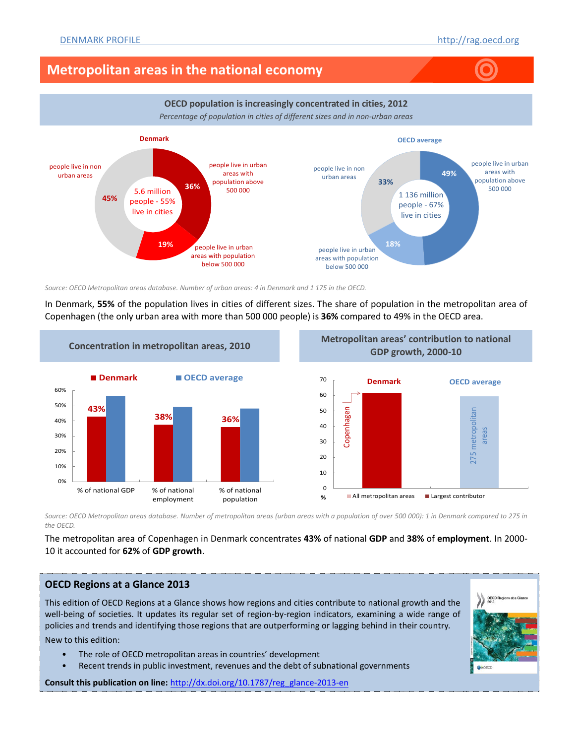## Metropolitan areas in the national economy

**OECD population is increasingly concentrated in cities, 2012**

*Percentage of population in cities of different sizes and in non-urban areas*

Denmark

people live in non urban areas

45%

36%

people live in urban areas with population above 500 000

19%

people live in urban areas with population below 500 000

5.6 million people - 55% live in cities

OECD average

people live in non urban areas

33%

49%

people live in urban areas with population above 500 000

18%

people live in urban areas with population below 500 000

1 136 million people - 67% live in cities

*Source: OECD Metropolitan areas database. Number of urban areas: 4 in Denmark and 1 175 in the OECD.*

In Denmark, **55%** of the population lives in cities of different sizes. The share of population in the metropolitan area of Copenhagen (the only urban area with more than 500 000 people) is **36%** compared to 49% in the OECD area.

**Concentration in metropolitan areas, 2010**

Denmark

OECD average

60%
50%
40%
30%
20%
10%
0%

43%

38%

36%

% of national GDP

% of national employment

% of national population

**Metropolitan areas' contribution to national GDP growth, 2000-10**

Denmark

OECD average

70
60
50
40
30
20
10
0
%

Copenhagen

275 metropolitan areas

All metropolitan areas

Largest contributor

*Source: OECD Metropolitan areas database. Number of metropolitan areas (urban areas with a population of over 500 000): 1 in Denmark compared to 275 in the OECD.*

The metropolitan area of Copenhagen in Denmark concentrates **43%** of national **GDP** and **38%** of **employment**. In 2000-10 it accounted for **62%** of **GDP growth**.

### OECD Regions at a Glance 2013

This edition of OECD Regions at a Glance shows how regions and cities contribute to national growth and the well-being of societies. It updates its regular set of region-by-region indicators, examining a wide range of policies and trends and identifying those regions that are outperforming or lagging behind in their country.

New to this edition:

- The role of OECD metropolitan areas in countries' development
- Recent trends in public investment, revenues and the debt of subnational governments

**Consult this publication on line:** http://dx.doi.org/10.1787/reg_glance-2013-en